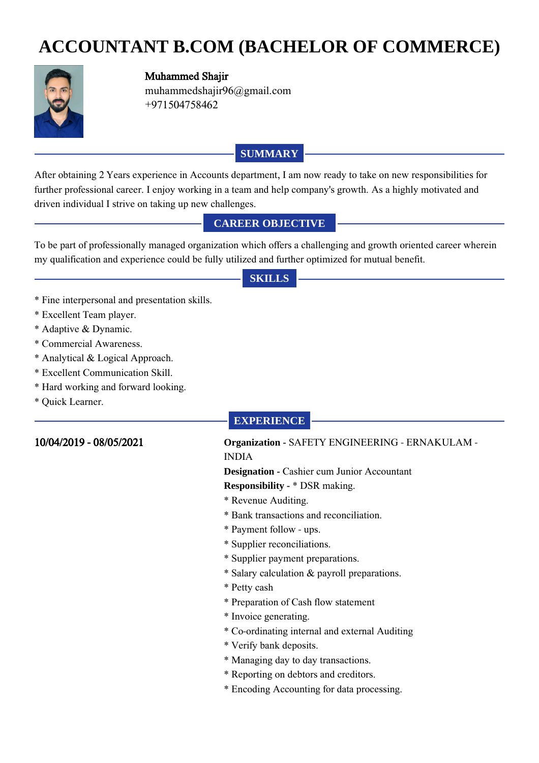# ACCOUNTANT B.COM (BACHELOR OF COMMERCE)

**Muhammed Shajir**
muhammedshajir96@gmail.com
+971504758462

## SUMMARY

After obtaining 2 Years experience in Accounts department, I am now ready to take on new responsibilities for further professional career. I enjoy working in a team and help company's growth. As a highly motivated and driven individual I strive on taking up new challenges.

## CAREER OBJECTIVE

To be part of professionally managed organization which offers a challenging and growth oriented career wherein my qualification and experience could be fully utilized and further optimized for mutual benefit.

## SKILLS

* Fine interpersonal and presentation skills.
* Excellent Team player.
* Adaptive & Dynamic.
* Commercial Awareness.
* Analytical & Logical Approach.
* Excellent Communication Skill.
* Hard working and forward looking.
* Quick Learner.

## EXPERIENCE

**10/04/2019 - 08/05/2021**

**Organization** - SAFETY ENGINEERING - ERNAKULAM - INDIA
**Designation** - Cashier cum Junior Accountant
**Responsibility** - * DSR making.
* Revenue Auditing.
* Bank transactions and reconciliation.
* Payment follow - ups.
* Supplier reconciliations.
* Supplier payment preparations.
* Salary calculation & payroll preparations.
* Petty cash
* Preparation of Cash flow statement
* Invoice generating.
* Co-ordinating internal and external Auditing
* Verify bank deposits.
* Managing day to day transactions.
* Reporting on debtors and creditors.
* Encoding Accounting for data processing.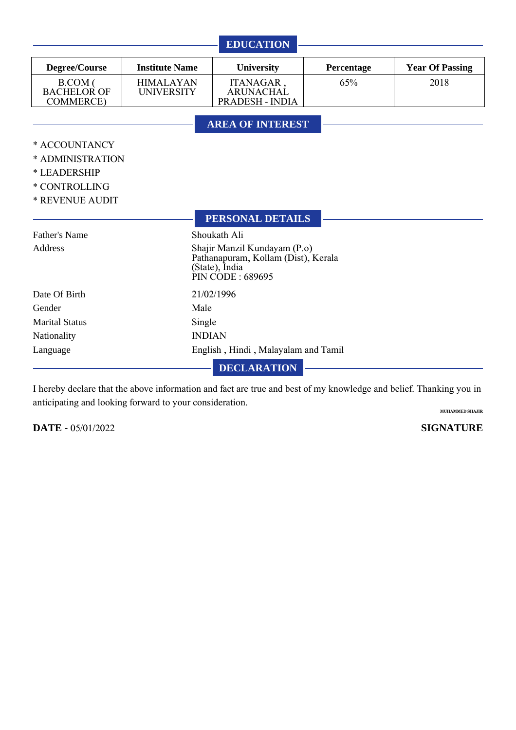## EDUCATION

| Degree/Course | Institute Name | University | Percentage | Year Of Passing |
|---|---|---|---|---|
| B.COM ( BACHELOR OF COMMERCE) | HIMALAYAN UNIVERSITY | ITANAGAR , ARUNACHAL PRADESH - INDIA | 65% | 2018 |

## AREA OF INTEREST

* ACCOUNTANCY
* ADMINISTRATION
* LEADERSHIP
* CONTROLLING
* REVENUE AUDIT

## PERSONAL DETAILS

| | |
|---|---|
| Father's Name | Shoukath Ali |
| Address | Shajir Manzil Kundayam (P.o) Pathanapuram, Kollam (Dist), Kerala (State), India PIN CODE : 689695 |
| Date Of Birth | 21/02/1996 |
| Gender | Male |
| Marital Status | Single |
| Nationality | INDIAN |
| Language | English , Hindi , Malayalam and Tamil |

## DECLARATION

I hereby declare that the above information and fact are true and best of my knowledge and belief. Thanking you in anticipating and looking forward to your consideration.

MUHAMMED SHAJIR

**DATE -** 05/01/2022

**SIGNATURE**